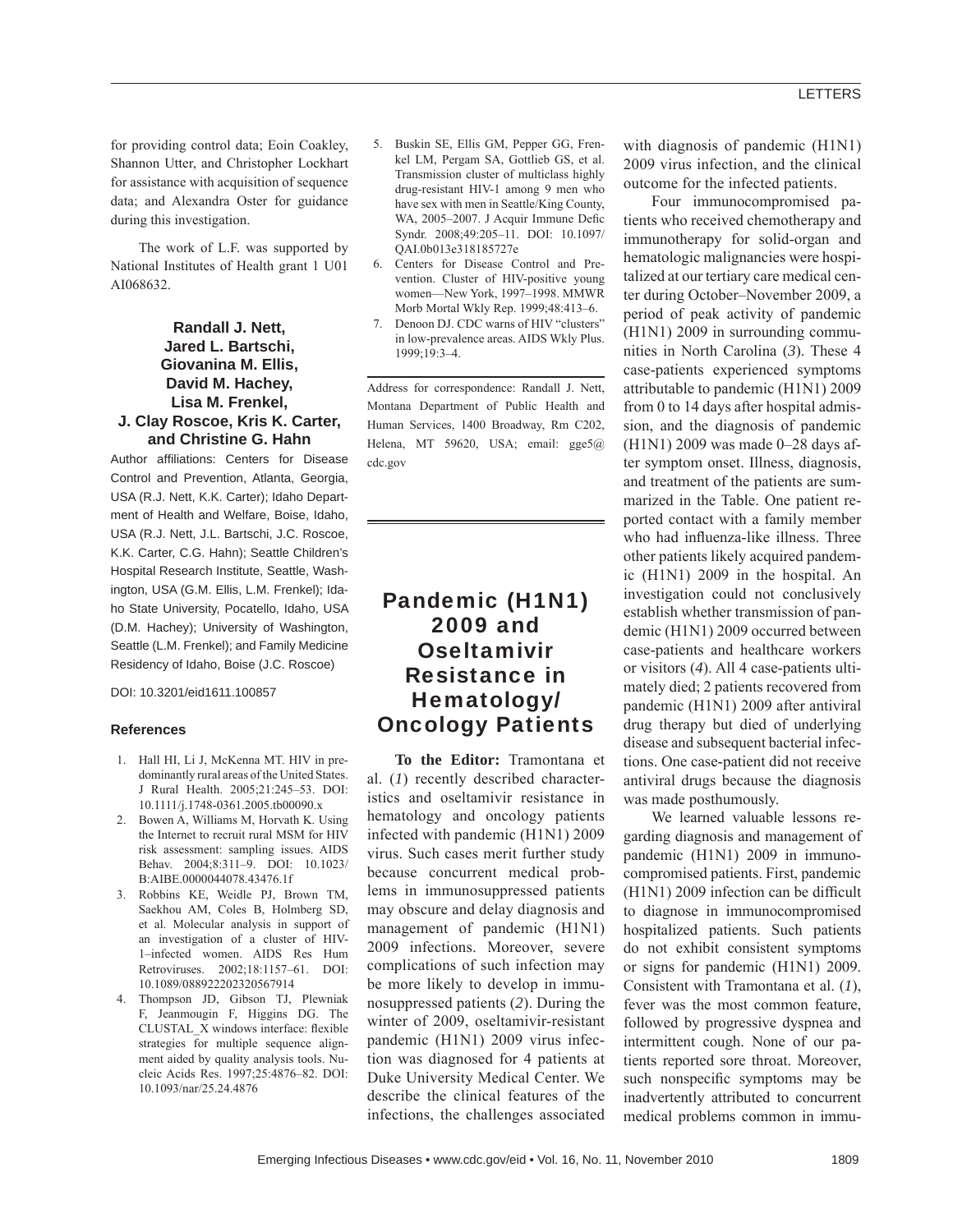for providing control data; Eoin Coakley, Shannon Utter, and Christopher Lockhart for assistance with acquisition of sequence data; and Alexandra Oster for guidance during this investigation.

The work of L.F. was supported by National Institutes of Health grant 1 U01 AI068632.

**Randall J. Nett, Jared L. Bartschi, Giovanina M. Ellis, David M. Hachey, Lisa M. Frenkel, J. Clay Roscoe, Kris K. Carter, and Christine G. Hahn**

Author affiliations: Centers for Disease Control and Prevention, Atlanta, Georgia, USA (R.J. Nett, K.K. Carter); Idaho Department of Health and Welfare, Boise, Idaho, USA (R.J. Nett, J.L. Bartschi, J.C. Roscoe, K.K. Carter, C.G. Hahn); Seattle Children's Hospital Research Institute, Seattle, Washington, USA (G.M. Ellis, L.M. Frenkel); Idaho State University, Pocatello, Idaho, USA (D.M. Hachey); University of Washington, Seattle (L.M. Frenkel); and Family Medicine Residency of Idaho, Boise (J.C. Roscoe)

DOI: 10.3201/eid1611.100857

### References

1. Hall HI, Li J, McKenna MT. HIV in predominantly rural areas of the United States. J Rural Health. 2005;21:245–53. DOI: 10.1111/j.1748-0361.2005.tb00090.x
2. Bowen A, Williams M, Horvath K. Using the Internet to recruit rural MSM for HIV risk assessment: sampling issues. AIDS Behav. 2004;8:311–9. DOI: 10.1023/B:AIBE.0000044078.43476.1f
3. Robbins KE, Weidle PJ, Brown TM, Saekhou AM, Coles B, Holmberg SD, et al. Molecular analysis in support of an investigation of a cluster of HIV-1–infected women. AIDS Res Hum Retroviruses. 2002;18:1157–61. DOI: 10.1089/088922202320567914
4. Thompson JD, Gibson TJ, Plewniak F, Jeanmougin F, Higgins DG. The CLUSTAL_X windows interface: flexible strategies for multiple sequence alignment aided by quality analysis tools. Nucleic Acids Res. 1997;25:4876–82. DOI: 10.1093/nar/25.24.4876
5. Buskin SE, Ellis GM, Pepper GG, Frenkel LM, Pergam SA, Gottlieb GS, et al. Transmission cluster of multiclass highly drug-resistant HIV-1 among 9 men who have sex with men in Seattle/King County, WA, 2005–2007. J Acquir Immune Defic Syndr. 2008;49:205–11. DOI: 10.1097/QAI.0b013e318185727e
6. Centers for Disease Control and Prevention. Cluster of HIV-positive young women—New York, 1997–1998. MMWR Morb Mortal Wkly Rep. 1999;48:413–6.
7. Denoon DJ. CDC warns of HIV "clusters" in low-prevalence areas. AIDS Wkly Plus. 1999;19:3–4.

Address for correspondence: Randall J. Nett, Montana Department of Public Health and Human Services, 1400 Broadway, Rm C202, Helena, MT 59620, USA; email: gge5@cdc.gov

# Pandemic (H1N1) 2009 and Oseltamivir Resistance in Hematology/Oncology Patients

**To the Editor:** Tramontana et al. (*1*) recently described characteristics and oseltamivir resistance in hematology and oncology patients infected with pandemic (H1N1) 2009 virus. Such cases merit further study because concurrent medical problems in immunosuppressed patients may obscure and delay diagnosis and management of pandemic (H1N1) 2009 infections. Moreover, severe complications of such infection may be more likely to develop in immunosuppressed patients (*2*). During the winter of 2009, oseltamivir-resistant pandemic (H1N1) 2009 virus infection was diagnosed for 4 patients at Duke University Medical Center. We describe the clinical features of the infections, the challenges associated with diagnosis of pandemic (H1N1) 2009 virus infection, and the clinical outcome for the infected patients.

Four immunocompromised patients who received chemotherapy and immunotherapy for solid-organ and hematologic malignancies were hospitalized at our tertiary care medical center during October–November 2009, a period of peak activity of pandemic (H1N1) 2009 in surrounding communities in North Carolina (*3*). These 4 case-patients experienced symptoms attributable to pandemic (H1N1) 2009 from 0 to 14 days after hospital admission, and the diagnosis of pandemic (H1N1) 2009 was made 0–28 days after symptom onset. Illness, diagnosis, and treatment of the patients are summarized in the Table. One patient reported contact with a family member who had influenza-like illness. Three other patients likely acquired pandemic (H1N1) 2009 in the hospital. An investigation could not conclusively establish whether transmission of pandemic (H1N1) 2009 occurred between case-patients and healthcare workers or visitors (*4*). All 4 case-patients ultimately died; 2 patients recovered from pandemic (H1N1) 2009 after antiviral drug therapy but died of underlying disease and subsequent bacterial infections. One case-patient did not receive antiviral drugs because the diagnosis was made posthumously.

We learned valuable lessons regarding diagnosis and management of pandemic (H1N1) 2009 in immunocompromised patients. First, pandemic (H1N1) 2009 infection can be difficult to diagnose in immunocompromised hospitalized patients. Such patients do not exhibit consistent symptoms or signs for pandemic (H1N1) 2009. Consistent with Tramontana et al. (*1*), fever was the most common feature, followed by progressive dyspnea and intermittent cough. None of our patients reported sore throat. Moreover, such nonspecific symptoms may be inadvertently attributed to concurrent medical problems common in immu-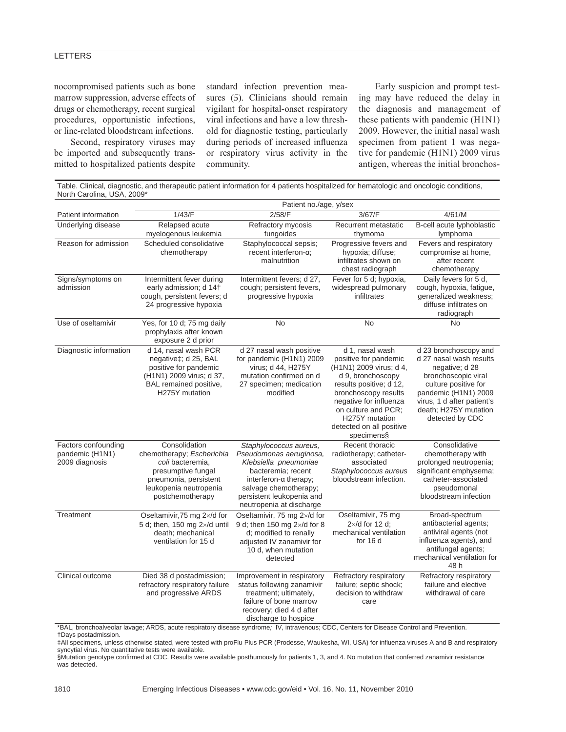nocompromised patients such as bone marrow suppression, adverse effects of drugs or chemotherapy, recent surgical procedures, opportunistic infections, or line-related bloodstream infections.

Second, respiratory viruses may be imported and subsequently transmitted to hospitalized patients despite standard infection prevention measures (*5*). Clinicians should remain vigilant for hospital-onset respiratory viral infections and have a low threshold for diagnostic testing, particularly during periods of increased influenza or respiratory virus activity in the community.

Early suspicion and prompt testing may have reduced the delay in the diagnosis and management of these patients with pandemic (H1N1) 2009. However, the initial nasal wash specimen from patient 1 was negative for pandemic (H1N1) 2009 virus antigen, whereas the initial bronchos-

Table. Clinical, diagnostic, and therapeutic patient information for 4 patients hospitalized for hematologic and oncologic conditions, North Carolina, USA, 2009*

| | Patient no./age, y/sex | | | |
|---|---|---|---|---|
| Patient information | 1/43/F | 2/58/F | 3/67/F | 4/61/M |
| Underlying disease | Relapsed acute myelogenous leukemia | Refractory mycosis fungoides | Recurrent metastatic thymoma | B-cell acute lyphoblastic lymphoma |
| Reason for admission | Scheduled consolidative chemotherapy | Staphylococcal sepsis; recent interferon-α; malnutrition | Progressive fevers and hypoxia; diffuse; infiltrates shown on chest radiograph | Fevers and respiratory compromise at home, after recent chemotherapy |
| Signs/symptoms on admission | Intermittent fever during early admission; d 14† cough, persistent fevers; d 24 progressive hypoxia | Intermittent fevers; d 27, cough; persistent fevers, progressive hypoxia | Fever for 5 d; hypoxia, widespread pulmonary infiltrates | Daily fevers for 5 d, cough, hypoxia, fatigue, generalized weakness; diffuse infiltrates on radiograph |
| Use of oseltamivir | Yes, for 10 d; 75 mg daily prophylaxis after known exposure 2 d prior | No | No | No |
| Diagnostic information | d 14, nasal wash PCR negative‡; d 25, BAL positive for pandemic (H1N1) 2009 virus; d 37, BAL remained positive, H275Y mutation | d 27 nasal wash positive for pandemic (H1N1) 2009 virus; d 44, H275Y mutation confirmed on d 27 specimen; medication modified | d 1, nasal wash positive for pandemic (H1N1) 2009 virus; d 4, d 9, bronchoscopy results positive; d 12, bronchoscopy results negative for influenza on culture and PCR; H275Y mutation detected on all positive specimens§ | d 23 bronchoscopy and d 27 nasal wash results negative; d 28 bronchoscopic viral culture positive for pandemic (H1N1) 2009 virus, 1 d after patient's death; H275Y mutation detected by CDC |
| Factors confounding pandemic (H1N1) 2009 diagnosis | Consolidation chemotherapy; *Escherichia coli* bacteremia, presumptive fungal pneumonia, persistent leukopenia neutropenia postchemotherapy | *Staphylococcus aureus, Pseudomonas aeruginosa, Klebsiella pneumoniae* bacteremia; recent interferon-α therapy; salvage chemotherapy; persistent leukopenia and neutropenia at discharge | Recent thoracic radiotherapy; catheter-associated *Staphylococcus aureus* bloodstream infection. | Consolidative chemotherapy with prolonged neutropenia; significant emphysema; catheter-associated pseudomonal bloodstream infection |
| Treatment | Oseltamivir,75 mg 2×/d for 5 d; then, 150 mg 2×/d until death; mechanical ventilation for 15 d | Oseltamivir, 75 mg 2×/d for 9 d; then 150 mg 2×/d for 8 d; modified to renally adjusted IV zanamivir for 10 d, when mutation detected | Oseltamivir, 75 mg 2×/d for 12 d; mechanical ventilation for 16 d | Broad-spectrum antibacterial agents; antiviral agents (not influenza agents), and antifungal agents; mechanical ventilation for 48 h |
| Clinical outcome | Died 38 d postadmission; refractory respiratory failure and progressive ARDS | Improvement in respiratory status following zanamivir treatment; ultimately, failure of bone marrow recovery; died 4 d after discharge to hospice | Refractory respiratory failure; septic shock; decision to withdraw care | Refractory respiratory failure and elective withdrawal of care |

*BAL, bronchoalveolar lavage; ARDS, acute respiratory disease syndrome*;* IV, intravenous; CDC, Centers for Disease Control and Prevention.
†Days postadmission.
‡All specimens, unless otherwise stated, were tested with proFlu Plus PCR (Prodesse, Waukesha, WI, USA) for influenza viruses A and B and respiratory syncytial virus. No quantitative tests were available.
§Mutation genotype confirmed at CDC. Results were available posthumously for patients 1, 3, and 4. No mutation that conferred zanamivir resistance was detected.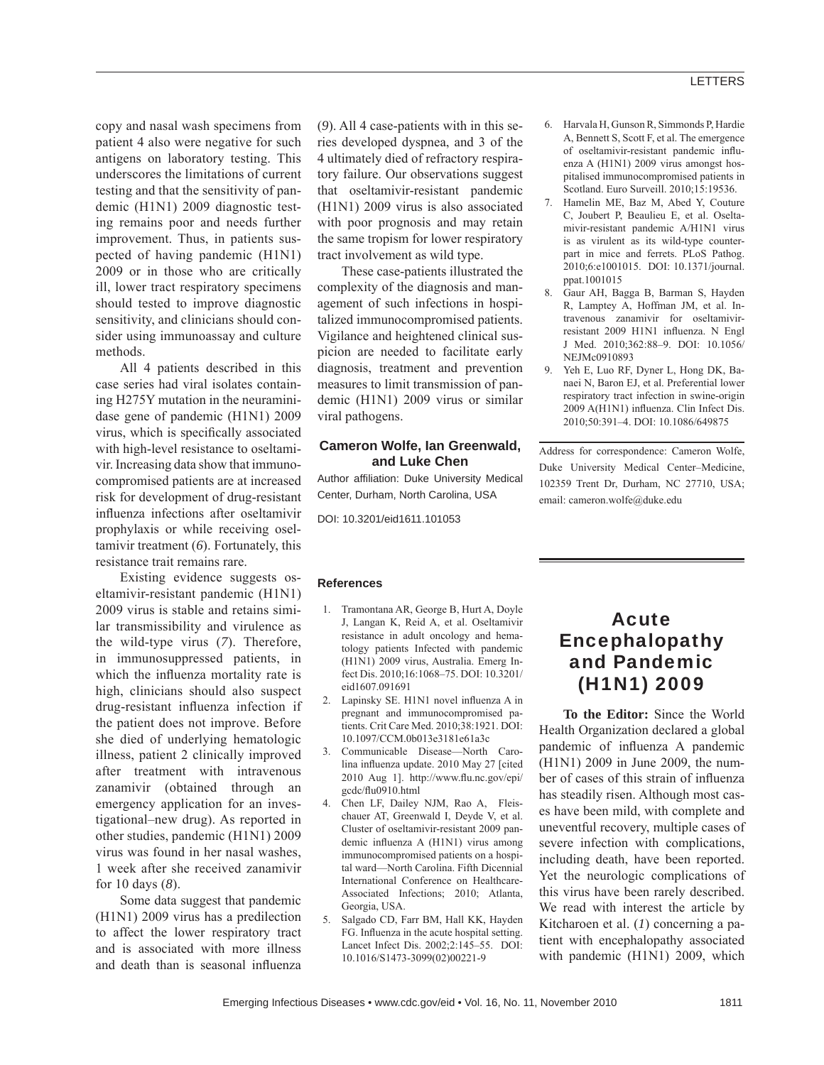copy and nasal wash specimens from patient 4 also were negative for such antigens on laboratory testing. This underscores the limitations of current testing and that the sensitivity of pandemic (H1N1) 2009 diagnostic testing remains poor and needs further improvement. Thus, in patients suspected of having pandemic (H1N1) 2009 or in those who are critically ill, lower tract respiratory specimens should tested to improve diagnostic sensitivity, and clinicians should consider using immunoassay and culture methods.

All 4 patients described in this case series had viral isolates containing H275Y mutation in the neuraminidase gene of pandemic (H1N1) 2009 virus, which is specifically associated with high-level resistance to oseltamivir. Increasing data show that immunocompromised patients are at increased risk for development of drug-resistant influenza infections after oseltamivir prophylaxis or while receiving oseltamivir treatment (*6*). Fortunately, this resistance trait remains rare.

Existing evidence suggests oseltamivir-resistant pandemic (H1N1) 2009 virus is stable and retains similar transmissibility and virulence as the wild-type virus (*7*). Therefore, in immunosuppressed patients, in which the influenza mortality rate is high, clinicians should also suspect drug-resistant influenza infection if the patient does not improve. Before she died of underlying hematologic illness, patient 2 clinically improved after treatment with intravenous zanamivir (obtained through an emergency application for an investigational–new drug). As reported in other studies, pandemic (H1N1) 2009 virus was found in her nasal washes, 1 week after she received zanamivir for 10 days (*8*).

Some data suggest that pandemic (H1N1) 2009 virus has a predilection to affect the lower respiratory tract and is associated with more illness and death than is seasonal influenza (*9*). All 4 case-patients with in this series developed dyspnea, and 3 of the 4 ultimately died of refractory respiratory failure. Our observations suggest that oseltamivir-resistant pandemic (H1N1) 2009 virus is also associated with poor prognosis and may retain the same tropism for lower respiratory tract involvement as wild type.

These case-patients illustrated the complexity of the diagnosis and management of such infections in hospitalized immunocompromised patients. Vigilance and heightened clinical suspicion are needed to facilitate early diagnosis, treatment and prevention measures to limit transmission of pandemic (H1N1) 2009 virus or similar viral pathogens.

**Cameron Wolfe, Ian Greenwald, and Luke Chen**

Author affiliation: Duke University Medical Center, Durham, North Carolina, USA

DOI: 10.3201/eid1611.101053

#### References

1. Tramontana AR, George B, Hurt A, Doyle J, Langan K, Reid A, et al. Oseltamivir resistance in adult oncology and hematology patients Infected with pandemic (H1N1) 2009 virus, Australia. Emerg Infect Dis. 2010;16:1068–75. DOI: 10.3201/eid1607.091691
2. Lapinsky SE. H1N1 novel influenza A in pregnant and immunocompromised patients. Crit Care Med. 2010;38:1921. DOI: 10.1097/CCM.0b013e3181e61a3c
3. Communicable Disease—North Carolina influenza update. 2010 May 27 [cited 2010 Aug 1]. http://www.flu.nc.gov/epi/gcdc/flu0910.html
4. Chen LF, Dailey NJM, Rao A, Fleischauer AT, Greenwald I, Deyde V, et al. Cluster of oseltamivir-resistant 2009 pandemic influenza A (H1N1) virus among immunocompromised patients on a hospital ward—North Carolina. Fifth Decennial International Conference on Healthcare-Associated Infections; 2010; Atlanta, Georgia, USA.
5. Salgado CD, Farr BM, Hall KK, Hayden FG. Influenza in the acute hospital setting. Lancet Infect Dis. 2002;2:145–55. DOI: 10.1016/S1473-3099(02)00221-9
6. Harvala H, Gunson R, Simmonds P, Hardie A, Bennett S, Scott F, et al. The emergence of oseltamivir-resistant pandemic influenza A (H1N1) 2009 virus amongst hospitalised immunocompromised patients in Scotland. Euro Surveill. 2010;15:19536.
7. Hamelin ME, Baz M, Abed Y, Couture C, Joubert P, Beaulieu E, et al. Oseltamivir-resistant pandemic A/H1N1 virus is as virulent as its wild-type counterpart in mice and ferrets. PLoS Pathog. 2010;6:e1001015. DOI: 10.1371/journal.ppat.1001015
8. Gaur AH, Bagga B, Barman S, Hayden R, Lamptey A, Hoffman JM, et al. Intravenous zanamivir for oseltamivir-resistant 2009 H1N1 influenza. N Engl J Med. 2010;362:88–9. DOI: 10.1056/NEJMc0910893
9. Yeh E, Luo RF, Dyner L, Hong DK, Banaei N, Baron EJ, et al. Preferential lower respiratory tract infection in swine-origin 2009 A(H1N1) influenza. Clin Infect Dis. 2010;50:391–4. DOI: 10.1086/649875

Address for correspondence: Cameron Wolfe, Duke University Medical Center–Medicine, 102359 Trent Dr, Durham, NC 27710, USA; email: cameron.wolfe@duke.edu

# Acute Encephalopathy and Pandemic (H1N1) 2009

**To the Editor:** Since the World Health Organization declared a global pandemic of influenza A pandemic (H1N1) 2009 in June 2009, the number of cases of this strain of influenza has steadily risen. Although most cases have been mild, with complete and uneventful recovery, multiple cases of severe infection with complications, including death, have been reported. Yet the neurologic complications of this virus have been rarely described. We read with interest the article by Kitcharoen et al. (*1*) concerning a patient with encephalopathy associated with pandemic (H1N1) 2009, which